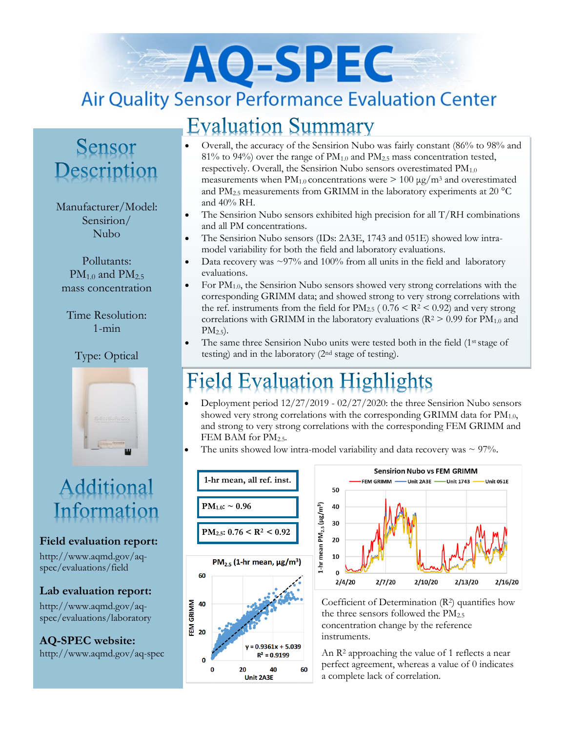# AQ-SPEC

## Air Quality Sensor Performance Evaluation Center

## Evaluation Summary

- Overall, the accuracy of the Sensirion Nubo was fairly constant (86% to 98% and 81% to 94%) over the range of $PM_{1.0}$ and $PM_{2.5}$ mass concentration tested, respectively. Overall, the Sensirion Nubo sensors overestimated $PM_{1.0}$ measurements when $PM_{1.0}$ concentrations were > 100 µg/m³ and overestimated and $PM_{2.5}$ measurements from GRIMM in the laboratory experiments at 20 °C and 40% RH.
- The Sensirion Nubo sensors exhibited high precision for all T/RH combinations and all PM concentrations.
- The Sensirion Nubo sensors (IDs: 2A3E, 1743 and 051E) showed low intra-model variability for both the field and laboratory evaluations.
- Data recovery was ~97% and 100% from all units in the field and laboratory evaluations.
- For $PM_{1.0}$, the Sensirion Nubo sensors showed very strong correlations with the corresponding GRIMM data; and showed strong to very strong correlations with the ref. instruments from the field for $PM_{2.5}$ ( $0.76 < R^2 < 0.92$) and very strong correlations with GRIMM in the laboratory evaluations ($R^2 > 0.99$ for $PM_{1.0}$ and $PM_{2.5}$).
- The same three Sensirion Nubo units were tested both in the field (1st stage of testing) and in the laboratory (2nd stage of testing).

## Sensor Description

Manufacturer/Model: Sensirion/ Nubo

Pollutants: $PM_{1.0}$ and $PM_{2.5}$ mass concentration

Time Resolution: 1-min

Type: Optical

## Field Evaluation Highlights

- Deployment period 12/27/2019 - 02/27/2020: the three Sensirion Nubo sensors showed very strong correlations with the corresponding GRIMM data for $PM_{1.0}$, and strong to very strong correlations with the corresponding FEM GRIMM and FEM BAM for $PM_{2.5}$.
- The units showed low intra-model variability and data recovery was ~ 97%.

**1-hr mean, all ref. inst.**

**$PM_{1.0}$: ~ 0.96**

**$PM_{2.5}$: $0.76 < R^2 < 0.92$**

Coefficient of Determination ($R^2$) quantifies how the three sensors followed the $PM_{2.5}$ concentration change by the reference instruments.

An $R^2$ approaching the value of 1 reflects a near perfect agreement, whereas a value of 0 indicates a complete lack of correlation.

## Additional Information

**Field evaluation report:**
http://www.aqmd.gov/aq-spec/evaluations/field

**Lab evaluation report:**
http://www.aqmd.gov/aq-spec/evaluations/laboratory

**AQ-SPEC website:**
http://www.aqmd.gov/aq-spec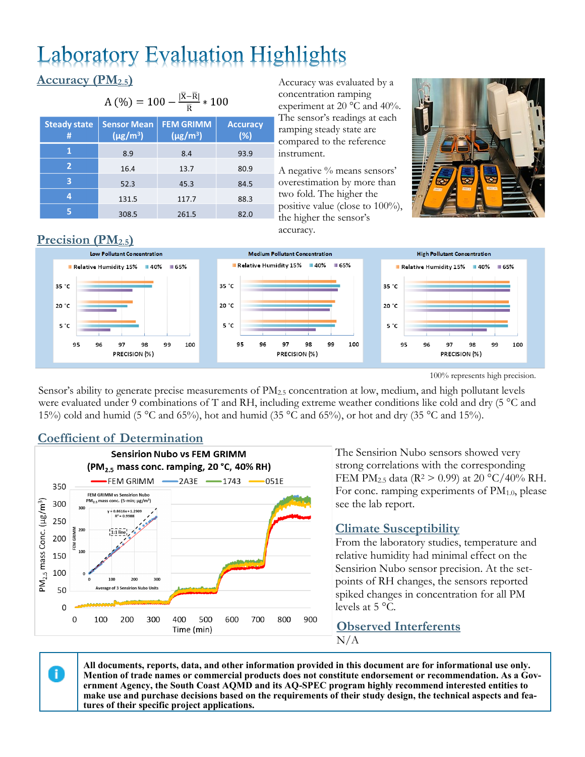# Laboratory Evaluation Highlights

## Accuracy ($PM_{2.5}$)

$$A\ (\%) = 100 - \frac{|\bar{X} - \bar{R}|}{\bar{R}} * 100$$

| Steady state # | Sensor Mean (µg/m³) | FEM GRIMM (µg/m³) | Accuracy (%) |
|---|---|---|---|
| 1 | 8.9 | 8.4 | 93.9 |
| 2 | 16.4 | 13.7 | 80.9 |
| 3 | 52.3 | 45.3 | 84.5 |
| 4 | 131.5 | 117.7 | 88.3 |
| 5 | 308.5 | 261.5 | 82.0 |

Accuracy was evaluated by a concentration ramping experiment at 20 °C and 40%. The sensor's readings at each ramping steady state are compared to the reference instrument.

A negative % means sensors' overestimation by more than two fold. The higher the positive value (close to 100%), the higher the sensor's accuracy.

## Precision ($PM_{2.5}$)

Low Pollutant Concentration
Relative Humidity 15% 40% 65%
35 °C
20 °C
5 °C
95 96 97 98 99 100
PRECISION (%)

Medium Pollutant Concentration
Relative Humidity 15% 40% 65%
35 °C
20 °C
5 °C
95 96 97 98 99 100
PRECISION (%)

High Pollutant Concentration
Relative Humidity 15% 40% 65%
35 °C
20 °C
5 °C
95 96 97 98 99 100
PRECISION (%)

100% represents high precision.

Sensor's ability to generate precise measurements of $PM_{2.5}$ concentration at low, medium, and high pollutant levels were evaluated under 9 combinations of T and RH, including extreme weather conditions like cold and dry (5 °C and 15%) cold and humid (5 °C and 65%), hot and humid (35 °C and 65%), or hot and dry (35 °C and 15%).

## Coefficient of Determination

Sensirion Nubo vs FEM GRIMM
($PM_{2.5}$ mass conc. ramping, 20 °C, 40% RH)
FEM GRIMM 2A3E 1743 051E
$PM_{2.5}$ mass Conc. (µg/m³)
Time (min)
0 100 200 300 400 500 600 700 800 900
0 50 100 150 200 250 300 350

FEM GRIMM vs Sensirion Nubo
$PM_{2.5}$ mass conc. (5-min; µg/m³)
y = 0.8616x+1.2909
R² = 0.9988
1:1 line
FEM GRIMM
Average of 3 Sensirion Nubo Units

The Sensirion Nubo sensors showed very strong correlations with the corresponding FEM $PM_{2.5}$ data ($R^2 > 0.99$) at 20 °C/40% RH. For conc. ramping experiments of $PM_{1.0}$, please see the lab report.

## Climate Susceptibility

From the laboratory studies, temperature and relative humidity had minimal effect on the Sensirion Nubo sensor precision. At the set-points of RH changes, the sensors reported spiked changes in concentration for all PM levels at 5 °C.

## Observed Interferents

N/A

**All documents, reports, data, and other information provided in this document are for informational use only. Mention of trade names or commercial products does not constitute endorsement or recommendation. As a Government Agency, the South Coast AQMD and its AQ-SPEC program highly recommend interested entities to make use and purchase decisions based on the requirements of their study design, the technical aspects and features of their specific project applications.**